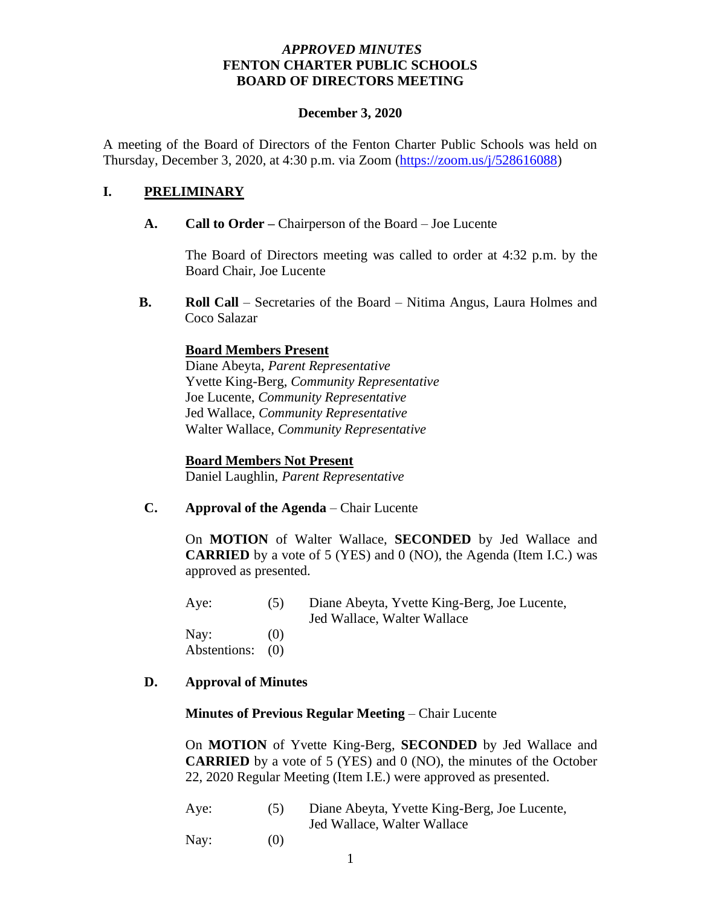***APPROVED MINUTES***
**FENTON CHARTER PUBLIC SCHOOLS**
**BOARD OF DIRECTORS MEETING**

**December 3, 2020**

A meeting of the Board of Directors of the Fenton Charter Public Schools was held on Thursday, December 3, 2020, at 4:30 p.m. via Zoom (https://zoom.us/j/528616088)

## I. PRELIMINARY

**A. Call to Order –** Chairperson of the Board – Joe Lucente

The Board of Directors meeting was called to order at 4:32 p.m. by the Board Chair, Joe Lucente

**B. Roll Call** – Secretaries of the Board – Nitima Angus, Laura Holmes and Coco Salazar

**Board Members Present**
Diane Abeyta, *Parent Representative*
Yvette King-Berg, *Community Representative*
Joe Lucente, *Community Representative*
Jed Wallace, *Community Representative*
Walter Wallace, *Community Representative*

**Board Members Not Present**
Daniel Laughlin, *Parent Representative*

**C. Approval of the Agenda** – Chair Lucente

On **MOTION** of Walter Wallace, **SECONDED** by Jed Wallace and **CARRIED** by a vote of 5 (YES) and 0 (NO), the Agenda (Item I.C.) was approved as presented.

| | | |
|---|---|---|
| Aye: | (5) | Diane Abeyta, Yvette King-Berg, Joe Lucente, Jed Wallace, Walter Wallace |
| Nay: | (0) | |
| Abstentions: | (0) | |

**D. Approval of Minutes**

**Minutes of Previous Regular Meeting** – Chair Lucente

On **MOTION** of Yvette King-Berg, **SECONDED** by Jed Wallace and **CARRIED** by a vote of 5 (YES) and 0 (NO), the minutes of the October 22, 2020 Regular Meeting (Item I.E.) were approved as presented.

| | | |
|---|---|---|
| Aye: | (5) | Diane Abeyta, Yvette King-Berg, Joe Lucente, Jed Wallace, Walter Wallace |
| Nay: | (0) | |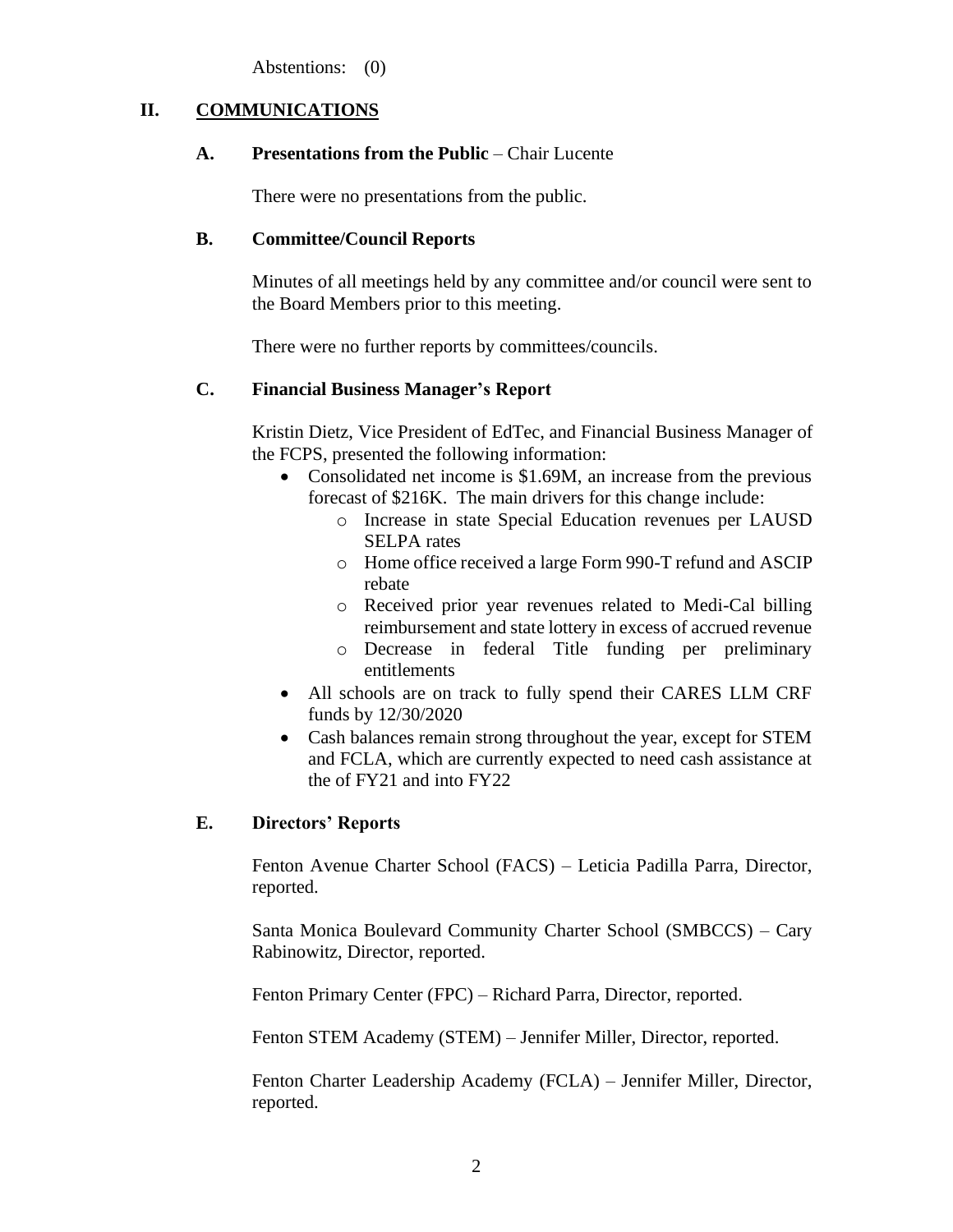Abstentions: (0)

## II. COMMUNICATIONS

### A. Presentations from the Public – Chair Lucente

There were no presentations from the public.

### B. Committee/Council Reports

Minutes of all meetings held by any committee and/or council were sent to the Board Members prior to this meeting.

There were no further reports by committees/councils.

### C. Financial Business Manager's Report

Kristin Dietz, Vice President of EdTec, and Financial Business Manager of the FCPS, presented the following information:

- Consolidated net income is \$1.69M, an increase from the previous forecast of \$216K. The main drivers for this change include:
  - Increase in state Special Education revenues per LAUSD SELPA rates
  - Home office received a large Form 990-T refund and ASCIP rebate
  - Received prior year revenues related to Medi-Cal billing reimbursement and state lottery in excess of accrued revenue
  - Decrease in federal Title funding per preliminary entitlements
- All schools are on track to fully spend their CARES LLM CRF funds by 12/30/2020
- Cash balances remain strong throughout the year, except for STEM and FCLA, which are currently expected to need cash assistance at the of FY21 and into FY22

### E. Directors' Reports

Fenton Avenue Charter School (FACS) – Leticia Padilla Parra, Director, reported.

Santa Monica Boulevard Community Charter School (SMBCCS) – Cary Rabinowitz, Director, reported.

Fenton Primary Center (FPC) – Richard Parra, Director, reported.

Fenton STEM Academy (STEM) – Jennifer Miller, Director, reported.

Fenton Charter Leadership Academy (FCLA) – Jennifer Miller, Director, reported.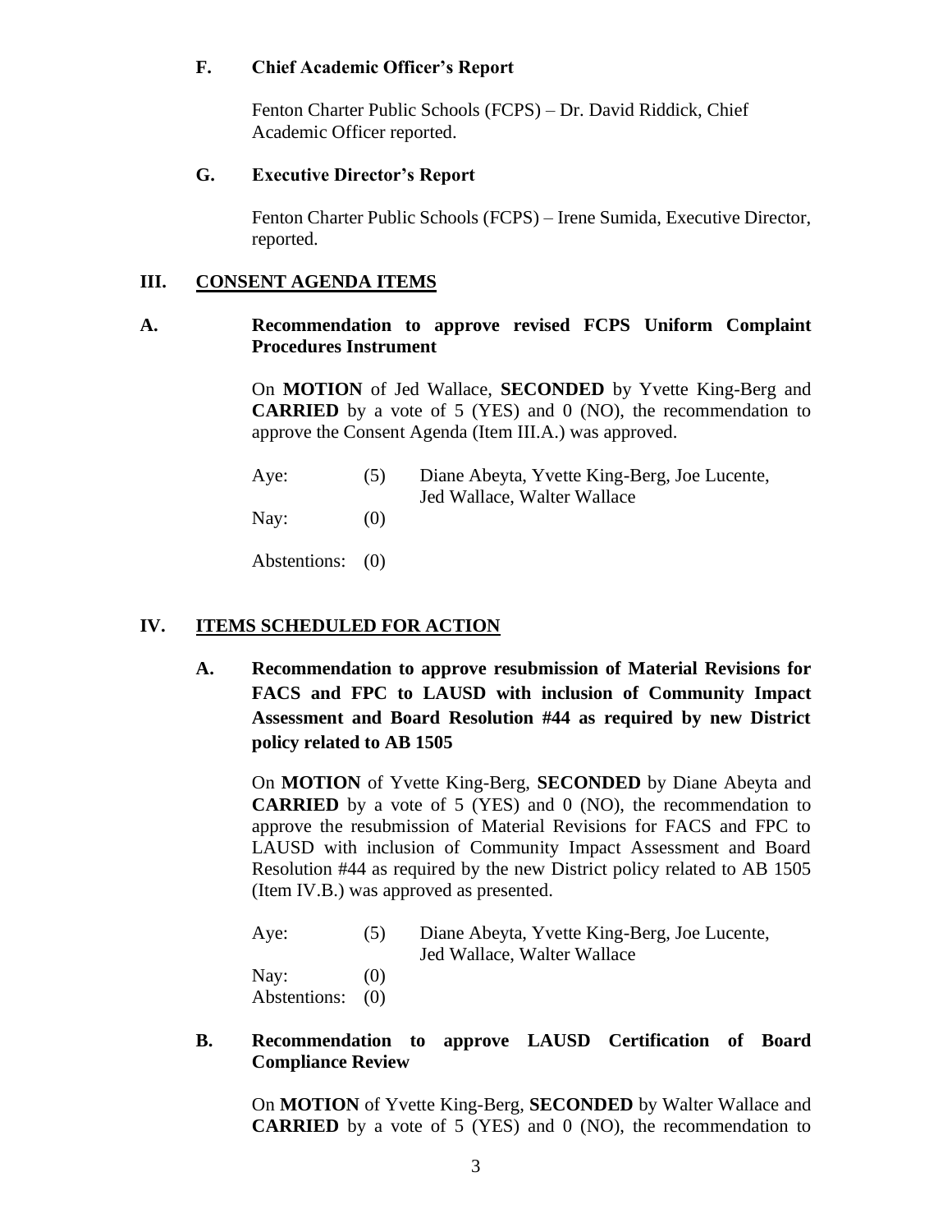### F. Chief Academic Officer's Report

Fenton Charter Public Schools (FCPS) – Dr. David Riddick, Chief Academic Officer reported.

### G. Executive Director's Report

Fenton Charter Public Schools (FCPS) – Irene Sumida, Executive Director, reported.

## III. CONSENT AGENDA ITEMS

### A. Recommendation to approve revised FCPS Uniform Complaint Procedures Instrument

On **MOTION** of Jed Wallace, **SECONDED** by Yvette King-Berg and **CARRIED** by a vote of 5 (YES) and 0 (NO), the recommendation to approve the Consent Agenda (Item III.A.) was approved.

| | | |
|---|---|---|
| Aye: | (5) | Diane Abeyta, Yvette King-Berg, Joe Lucente, Jed Wallace, Walter Wallace |
| Nay: | (0) | |
| Abstentions: | (0) | |

## IV. ITEMS SCHEDULED FOR ACTION

### A. Recommendation to approve resubmission of Material Revisions for FACS and FPC to LAUSD with inclusion of Community Impact Assessment and Board Resolution #44 as required by new District policy related to AB 1505

On **MOTION** of Yvette King-Berg, **SECONDED** by Diane Abeyta and **CARRIED** by a vote of 5 (YES) and 0 (NO), the recommendation to approve the resubmission of Material Revisions for FACS and FPC to LAUSD with inclusion of Community Impact Assessment and Board Resolution #44 as required by the new District policy related to AB 1505 (Item IV.B.) was approved as presented.

| | | |
|---|---|---|
| Aye: | (5) | Diane Abeyta, Yvette King-Berg, Joe Lucente, Jed Wallace, Walter Wallace |
| Nay: | (0) | |
| Abstentions: | (0) | |

### B. Recommendation to approve LAUSD Certification of Board Compliance Review

On **MOTION** of Yvette King-Berg, **SECONDED** by Walter Wallace and **CARRIED** by a vote of 5 (YES) and 0 (NO), the recommendation to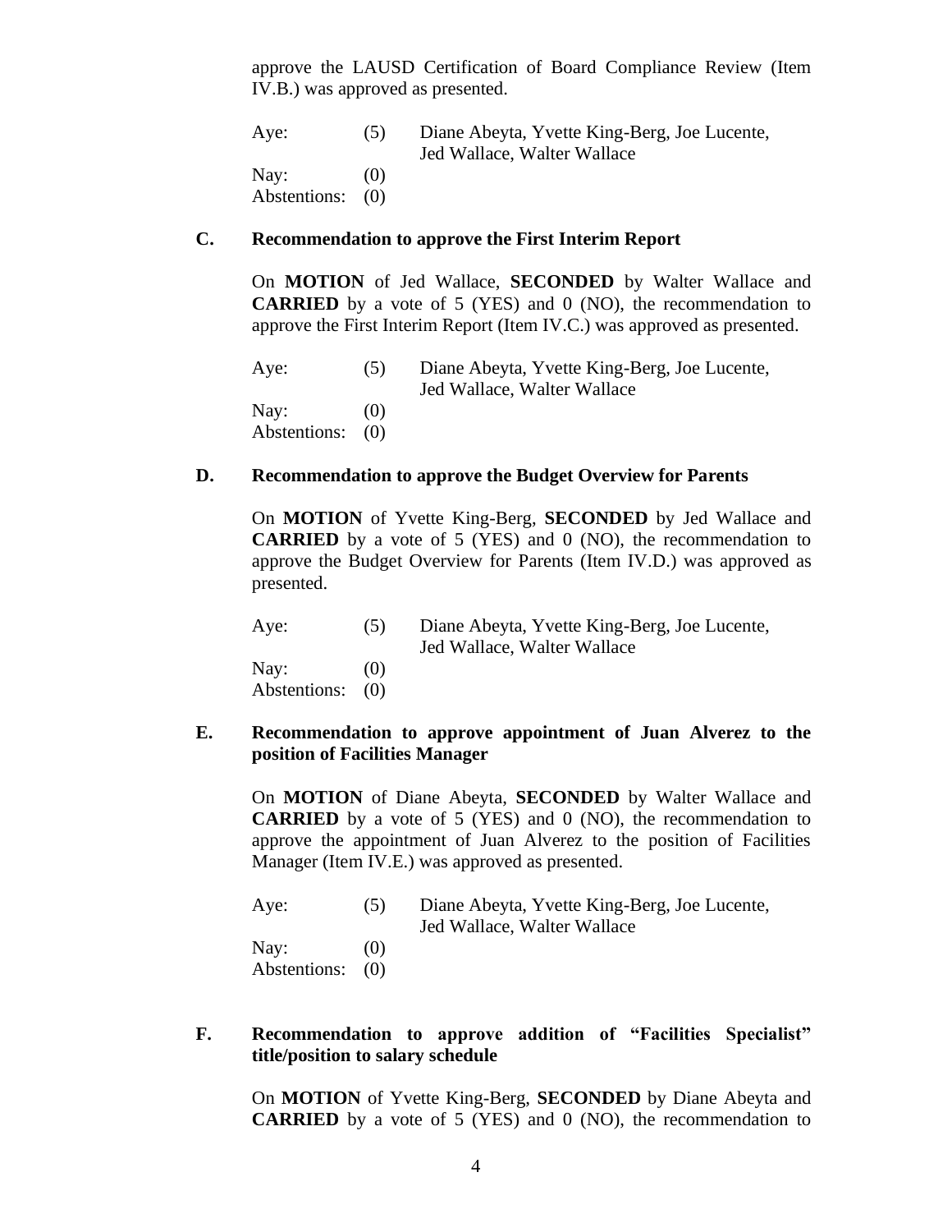approve the LAUSD Certification of Board Compliance Review (Item IV.B.) was approved as presented.

| | | |
|---|---|---|
| Aye: | (5) | Diane Abeyta, Yvette King-Berg, Joe Lucente, Jed Wallace, Walter Wallace |
| Nay: | (0) | |
| Abstentions: | (0) | |

**C. Recommendation to approve the First Interim Report**

On **MOTION** of Jed Wallace, **SECONDED** by Walter Wallace and **CARRIED** by a vote of 5 (YES) and 0 (NO), the recommendation to approve the First Interim Report (Item IV.C.) was approved as presented.

| | | |
|---|---|---|
| Aye: | (5) | Diane Abeyta, Yvette King-Berg, Joe Lucente, Jed Wallace, Walter Wallace |
| Nay: | (0) | |
| Abstentions: | (0) | |

**D. Recommendation to approve the Budget Overview for Parents**

On **MOTION** of Yvette King-Berg, **SECONDED** by Jed Wallace and **CARRIED** by a vote of 5 (YES) and 0 (NO), the recommendation to approve the Budget Overview for Parents (Item IV.D.) was approved as presented.

| | | |
|---|---|---|
| Aye: | (5) | Diane Abeyta, Yvette King-Berg, Joe Lucente, Jed Wallace, Walter Wallace |
| Nay: | (0) | |
| Abstentions: | (0) | |

**E. Recommendation to approve appointment of Juan Alverez to the position of Facilities Manager**

On **MOTION** of Diane Abeyta, **SECONDED** by Walter Wallace and **CARRIED** by a vote of 5 (YES) and 0 (NO), the recommendation to approve the appointment of Juan Alverez to the position of Facilities Manager (Item IV.E.) was approved as presented.

| | | |
|---|---|---|
| Aye: | (5) | Diane Abeyta, Yvette King-Berg, Joe Lucente, Jed Wallace, Walter Wallace |
| Nay: | (0) | |
| Abstentions: | (0) | |

**F. Recommendation to approve addition of "Facilities Specialist" title/position to salary schedule**

On **MOTION** of Yvette King-Berg, **SECONDED** by Diane Abeyta and **CARRIED** by a vote of 5 (YES) and 0 (NO), the recommendation to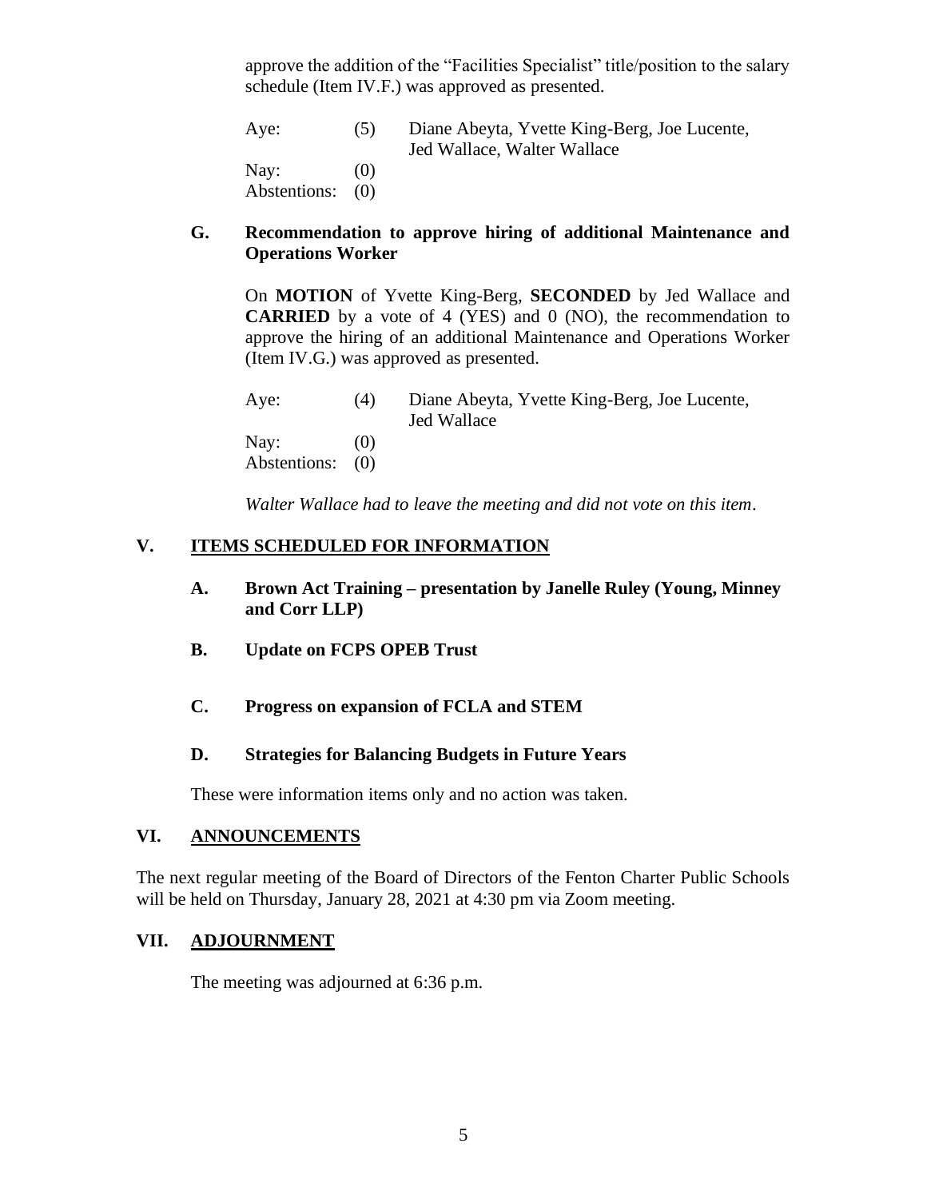approve the addition of the "Facilities Specialist" title/position to the salary schedule (Item IV.F.) was approved as presented.

| | | |
|---|---|---|
| Aye: | (5) | Diane Abeyta, Yvette King-Berg, Joe Lucente, Jed Wallace, Walter Wallace |
| Nay: | (0) | |
| Abstentions: | (0) | |

**G. Recommendation to approve hiring of additional Maintenance and Operations Worker**

On **MOTION** of Yvette King-Berg, **SECONDED** by Jed Wallace and **CARRIED** by a vote of 4 (YES) and 0 (NO), the recommendation to approve the hiring of an additional Maintenance and Operations Worker (Item IV.G.) was approved as presented.

| | | |
|---|---|---|
| Aye: | (4) | Diane Abeyta, Yvette King-Berg, Joe Lucente, Jed Wallace |
| Nay: | (0) | |
| Abstentions: | (0) | |

*Walter Wallace had to leave the meeting and did not vote on this item*.

## V. ITEMS SCHEDULED FOR INFORMATION

**A. Brown Act Training – presentation by Janelle Ruley (Young, Minney and Corr LLP)**

**B. Update on FCPS OPEB Trust**

**C. Progress on expansion of FCLA and STEM**

**D. Strategies for Balancing Budgets in Future Years**

These were information items only and no action was taken.

## VI. ANNOUNCEMENTS

The next regular meeting of the Board of Directors of the Fenton Charter Public Schools will be held on Thursday, January 28, 2021 at 4:30 pm via Zoom meeting.

## VII. ADJOURNMENT

The meeting was adjourned at 6:36 p.m.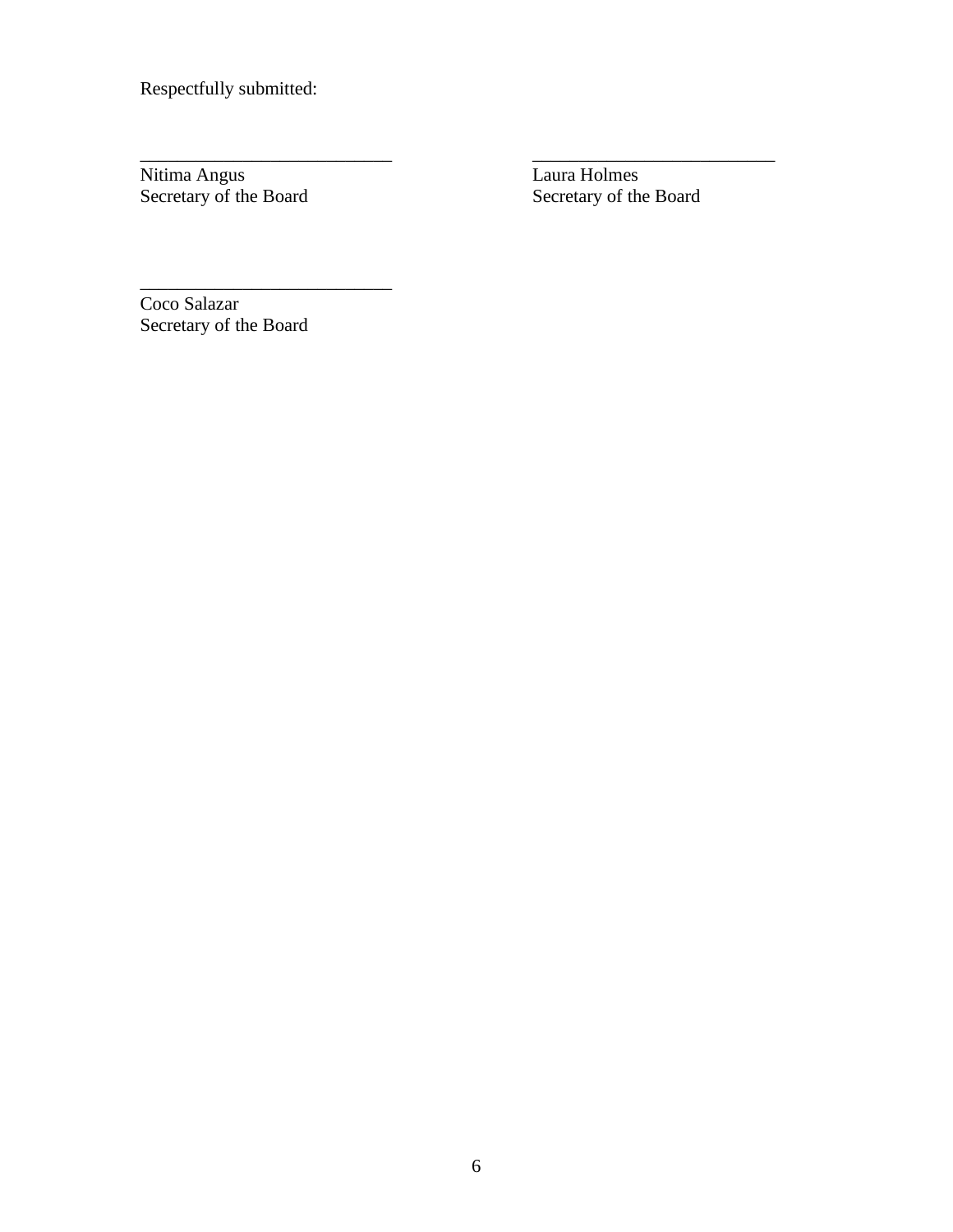Respectfully submitted:

___________________________
Nitima Angus
Secretary of the Board

___________________________
Laura Holmes
Secretary of the Board

___________________________
Coco Salazar
Secretary of the Board